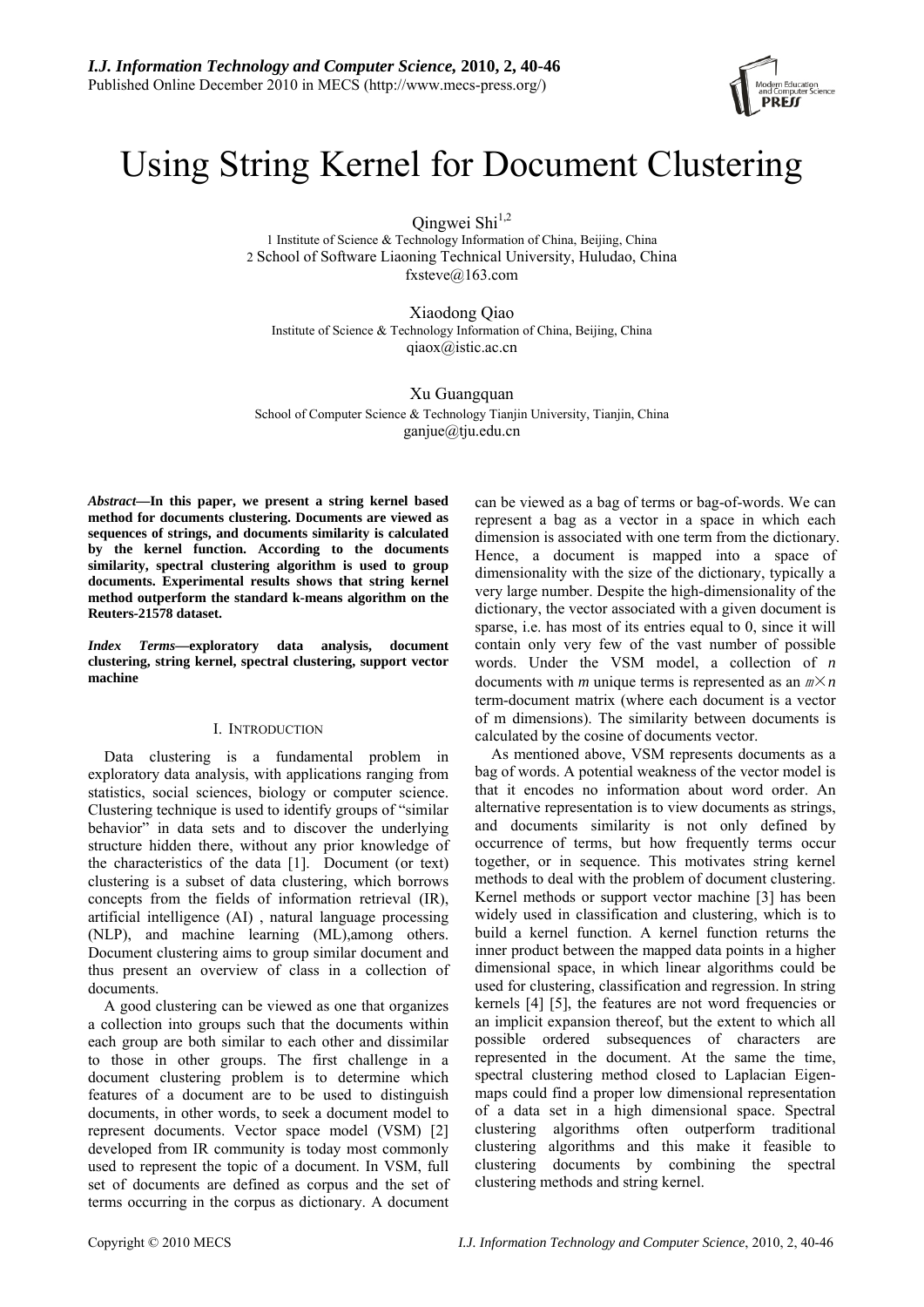# Using String Kernel for Document Clustering

Qingwei Shi[1,2]
1 Institute of Science & Technology Information of China, Beijing, China
2 School of Software Liaoning Technical University, Huludao, China
fxsteve@163.com

Xiaodong Qiao
Institute of Science & Technology Information of China, Beijing, China
qiaox@istic.ac.cn

Xu Guangquan
School of Computer Science & Technology Tianjin University, Tianjin, China
ganjue@tju.edu.cn

***Abstract*—In this paper, we present a string kernel based method for documents clustering. Documents are viewed as sequences of strings, and documents similarity is calculated by the kernel function. According to the documents similarity, spectral clustering algorithm is used to group documents. Experimental results shows that string kernel method outperform the standard k-means algorithm on the Reuters-21578 dataset.**

***Index Terms*—exploratory data analysis, document clustering, string kernel, spectral clustering, support vector machine**

## I. Introduction

Data clustering is a fundamental problem in exploratory data analysis, with applications ranging from statistics, social sciences, biology or computer science. Clustering technique is used to identify groups of "similar behavior" in data sets and to discover the underlying structure hidden there, without any prior knowledge of the characteristics of the data [1]. Document (or text) clustering is a subset of data clustering, which borrows concepts from the fields of information retrieval (IR), artificial intelligence (AI) , natural language processing (NLP), and machine learning (ML),among others. Document clustering aims to group similar document and thus present an overview of class in a collection of documents.

A good clustering can be viewed as one that organizes a collection into groups such that the documents within each group are both similar to each other and dissimilar to those in other groups. The first challenge in a document clustering problem is to determine which features of a document are to be used to distinguish documents, in other words, to seek a document model to represent documents. Vector space model (VSM) [2] developed from IR community is today most commonly used to represent the topic of a document. In VSM, full set of documents are defined as corpus and the set of terms occurring in the corpus as dictionary. A document can be viewed as a bag of terms or bag-of-words. We can represent a bag as a vector in a space in which each dimension is associated with one term from the dictionary. Hence, a document is mapped into a space of dimensionality with the size of the dictionary, typically a very large number. Despite the high-dimensionality of the dictionary, the vector associated with a given document is sparse, i.e. has most of its entries equal to 0, since it will contain only very few of the vast number of possible words. Under the VSM model, a collection of $n$ documents with $m$ unique terms is represented as an $m \times n$ term-document matrix (where each document is a vector of m dimensions). The similarity between documents is calculated by the cosine of documents vector.

As mentioned above, VSM represents documents as a bag of words. A potential weakness of the vector model is that it encodes no information about word order. An alternative representation is to view documents as strings, and documents similarity is not only defined by occurrence of terms, but how frequently terms occur together, or in sequence. This motivates string kernel methods to deal with the problem of document clustering. Kernel methods or support vector machine [3] has been widely used in classification and clustering, which is to build a kernel function. A kernel function returns the inner product between the mapped data points in a higher dimensional space, in which linear algorithms could be used for clustering, classification and regression. In string kernels [4] [5], the features are not word frequencies or an implicit expansion thereof, but the extent to which all possible ordered subsequences of characters are represented in the document. At the same the time, spectral clustering method closed to Laplacian Eigen-maps could find a proper low dimensional representation of a data set in a high dimensional space. Spectral clustering algorithms often outperform traditional clustering algorithms and this make it feasible to clustering documents by combining the spectral clustering methods and string kernel.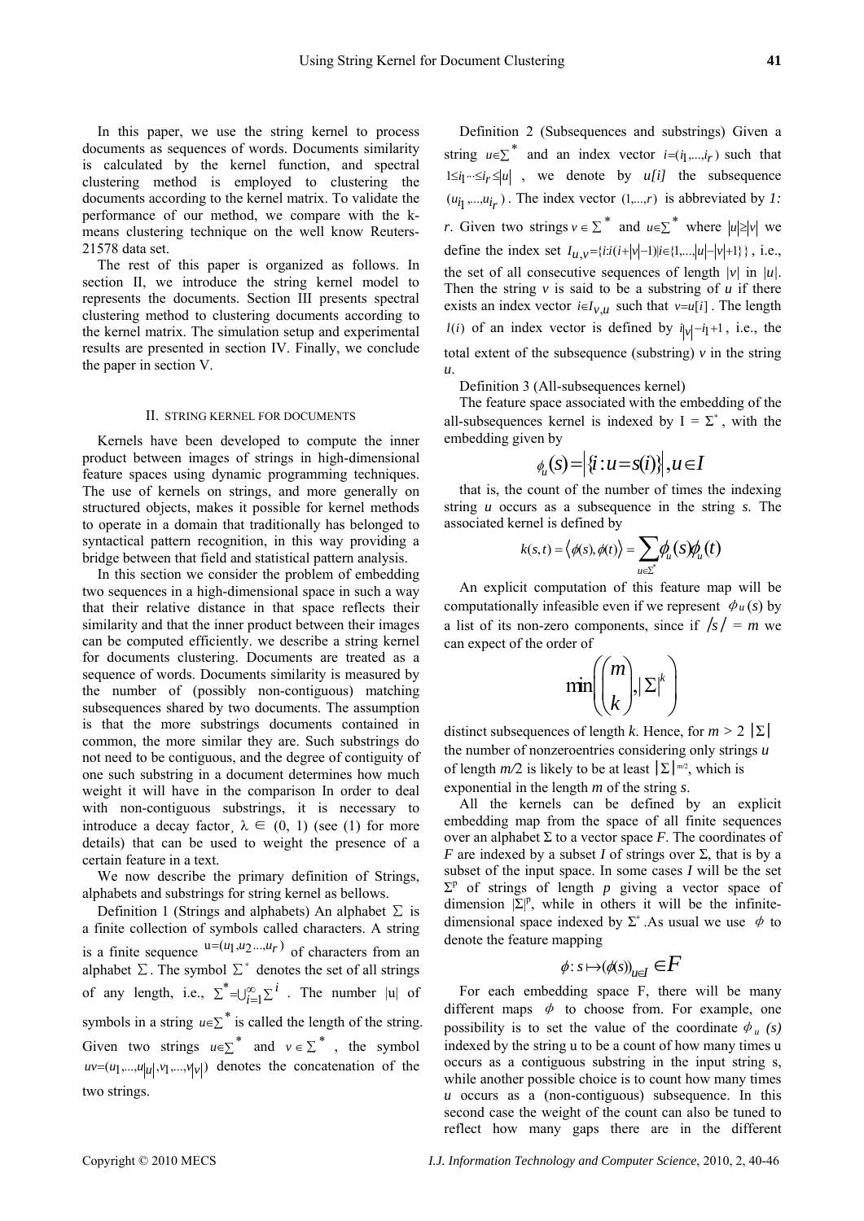In this paper, we use the string kernel to process documents as sequences of words. Documents similarity is calculated by the kernel function, and spectral clustering method is employed to clustering the documents according to the kernel matrix. To validate the performance of our method, we compare with the k-means clustering technique on the well know Reuters-21578 data set.

The rest of this paper is organized as follows. In section II, we introduce the string kernel model to represents the documents. Section III presents spectral clustering method to clustering documents according to the kernel matrix. The simulation setup and experimental results are presented in section IV. Finally, we conclude the paper in section V.

## II. STRING KERNEL FOR DOCUMENTS

Kernels have been developed to compute the inner product between images of strings in high-dimensional feature spaces using dynamic programming techniques. The use of kernels on strings, and more generally on structured objects, makes it possible for kernel methods to operate in a domain that traditionally has belonged to syntactical pattern recognition, in this way providing a bridge between that field and statistical pattern analysis.

In this section we consider the problem of embedding two sequences in a high-dimensional space in such a way that their relative distance in that space reflects their similarity and that the inner product between their images can be computed efficiently. we describe a string kernel for documents clustering. Documents are treated as a sequence of words. Documents similarity is measured by the number of (possibly non-contiguous) matching subsequences shared by two documents. The assumption is that the more substrings documents contained in common, the more similar they are. Such substrings do not need to be contiguous, and the degree of contiguity of one such substring in a document determines how much weight it will have in the comparison In order to deal with non-contiguous substrings, it is necessary to introduce a decay factor, $\lambda \in (0, 1)$ (see (1) for more details) that can be used to weight the presence of a certain feature in a text.

We now describe the primary definition of Strings, alphabets and substrings for string kernel as bellows.

Definition 1 (Strings and alphabets) An alphabet $\Sigma$ is a finite collection of symbols called characters. A string is a finite sequence $u=(u_1,u_2...,u_r)$ of characters from an alphabet $\Sigma$. The symbol $\Sigma^*$ denotes the set of all strings of any length, i.e., $\Sigma^*=\bigcup_{i=1}^{\infty}\Sigma^i$. The number $|u|$ of symbols in a string $u\in\Sigma^*$ is called the length of the string. Given two strings $u\in\Sigma^*$ and $v\in\Sigma^*$, the symbol $uv=(u_1,...,u_{|u|},v_1,...,v_{|v|})$ denotes the concatenation of the two strings.

Definition 2 (Subsequences and substrings) Given a string $u\in\Sigma^*$ and an index vector $i=(i_1,...,i_r)$ such that $1\le i_1 \cdots \le i_r \le |u|$, we denote by *u[i]* the subsequence $(u_{i_1},...,u_{i_r})$. The index vector $(1,...,r)$ is abbreviated by *1: r*. Given two strings $v\in\Sigma^*$ and $u\in\Sigma^*$ where $|u|\ge|v|$ we define the index set $I_{u,v}=\{i:i(i+|v|-1)|i\in\{1,...,|u|-|v|+1\}\}$, i.e., the set of all consecutive sequences of length $|v|$ in $|u|$. Then the string *v* is said to be a substring of *u* if there exists an index vector $i\in I_{v,u}$ such that $v=u[i]$. The length $l(i)$ of an index vector is defined by $i_{|v|}-i_1+1$, i.e., the total extent of the subsequence (substring) *v* in the string *u*.

Definition 3 (All-subsequences kernel)

The feature space associated with the embedding of the all-subsequences kernel is indexed by $I = \Sigma^*$, with the embedding given by

$$\phi_u(s)=\left|\{i:u=s(i)\}\right|,u\in I$$

that is, the count of the number of times the indexing string *u* occurs as a subsequence in the string *s*. The associated kernel is defined by

$$k(s,t)=\langle\phi(s),\phi(t)\rangle=\sum_{u\in\Sigma^*}\phi_u(s)\phi_u(t)$$

An explicit computation of this feature map will be computationally infeasible even if we represent $\phi_u(s)$ by a list of its non-zero components, since if $|s| = m$ we can expect of the order of

$$\min\left(\binom{m}{k},|\Sigma|^k\right)$$

distinct subsequences of length *k*. Hence, for $m > 2\,|\Sigma|$ the number of nonzeroentries considering only strings *u* of length *m/2* is likely to be at least $|\Sigma|^{m/2}$, which is exponential in the length *m* of the string *s*.

All the kernels can be defined by an explicit embedding map from the space of all finite sequences over an alphabet $\Sigma$ to a vector space *F*. The coordinates of *F* are indexed by a subset *I* of strings over $\Sigma$, that is by a subset of the input space. In some cases *I* will be the set $\Sigma^p$ of strings of length *p* giving a vector space of dimension $|\Sigma|^p$, while in others it will be the infinite-dimensional space indexed by $\Sigma^*$. As usual we use $\phi$ to denote the feature mapping

$$\phi: s\mapsto(\phi(s))_{u\in I}\in F$$

For each embedding space F, there will be many different maps $\phi$ to choose from. For example, one possibility is to set the value of the coordinate $\phi_u(s)$ indexed by the string u to be a count of how many times u occurs as a contiguous substring in the input string s, while another possible choice is to count how many times *u* occurs as a (non-contiguous) subsequence. In this second case the weight of the count can also be tuned to reflect how many gaps there are in the different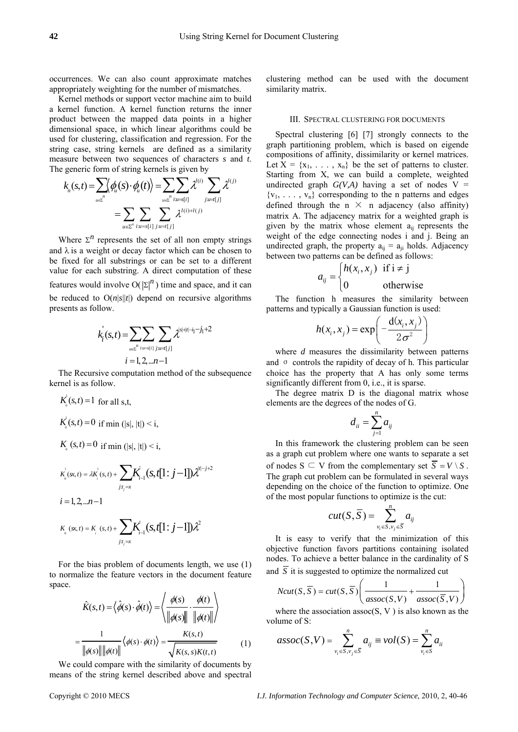occurrences. We can also count approximate matches appropriately weighting for the number of mismatches.

Kernel methods or support vector machine aim to build a kernel function. A kernel function returns the inner product between the mapped data points in a higher dimensional space, in which linear algorithms could be used for clustering, classification and regression. For the string case, string kernels are defined as a similarity measure between two sequences of characters *s* and *t*. The generic form of string kernels is given by

$$k_n(s,t) = \sum_{u\in\Sigma^n} \langle \phi_u(s)\cdot\phi_u(t)\rangle = \sum_{u\in\Sigma^n}\sum_{i:u=s[i]} \lambda^{l(i)} \sum_{j:u=t[j]} \lambda^{l(j)}$$

$$= \sum_{u\in\Sigma^n}\sum_{i:u=s[i]}\sum_{j:u=t[j]} \lambda^{l(i)+l(j)}$$

Where $\Sigma^n$ represents the set of all non empty strings and $\lambda$ is a weight or decay factor which can be chosen to be fixed for all substrings or can be set to a different value for each substring. A direct computation of these features would involve O($|\Sigma|^n$) time and space, and it can be reduced to O($n|s||t|$) depend on recursive algorithms presents as follow.

$$k'_i(s,t) = \sum_{u\in\Sigma^n}\sum_{i:u=s[i]}\sum_{j:u=t[j]} \lambda^{|s|+|t|-i_1-j_1+2}$$

$$i = 1,2,...n-1$$

The Recursive computation method of the subsequence kernel is as follow.

$K'_0(s,t) = 1$ for all s,t,

$K'_0(s,t) = 0$ if min (|s|, |t|) < i,

$K_0(s,t) = 0$ if min (|s|, |t|) < i,

$$K'_i(sx,t) = \lambda K'_i(s,t) + \sum_{j:t_j=x} K'_{i-1}(s,t[1:j-1])\lambda^{|t|-j+2}$$

$$i = 1,2,...n-1$$

$$K_i(sx,t) = K_i(s,t) + \sum_{j:t_j=x} K'_{i-1}(s,t[1:j-1])\lambda^2$$

For the bias problem of documents length, we use (1) to normalize the feature vectors in the document feature space.

$$\hat{K}(s,t) = \langle \hat{\phi}(s)\cdot\hat{\phi}(t)\rangle = \left\langle \frac{\phi(s)}{\|\phi(s)\|}\cdot\frac{\phi(t)}{\|\phi(t)\|} \right\rangle$$

$$= \frac{1}{\|\phi(s)\|\|\phi(t)\|}\langle \phi(s)\cdot\phi(t)\rangle = \frac{K(s,t)}{\sqrt{K(s,s)K(t,t)}} \quad (1)$$

We could compare with the similarity of documents by means of the string kernel described above and spectral clustering method can be used with the document similarity matrix.

## III. Spectral Clustering for Documents

Spectral clustering [6] [7] strongly connects to the graph partitioning problem, which is based on eigende compositions of affinity, dissimilarity or kernel matrices. Let X = {$x_1$, . . . , $x_n$} be the set of patterns to cluster. Starting from X, we can build a complete, weighted undirected graph *G(V,A)* having a set of nodes V = {$v_1$, . . . , $v_n$} corresponding to the n patterns and edges defined through the n × n adjacency (also affinity) matrix A. The adjacency matrix for a weighted graph is given by the matrix whose element $a_{ij}$ represents the weight of the edge connecting nodes i and j. Being an undirected graph, the property $a_{ij} = a_{ji}$ holds. Adjacency between two patterns can be defined as follows:

$$a_{ij} = \begin{cases} h(x_i, x_j) & \text{if i} \neq \text{j} \\ 0 & \text{otherwise} \end{cases}$$

The function h measures the similarity between patterns and typically a Gaussian function is used:

$$h(x_i, x_j) = \exp\left(-\frac{d(x_i, x_j)}{2\sigma^2}\right)$$

where *d* measures the dissimilarity between patterns and σ controls the rapidity of decay of h. This particular choice has the property that A has only some terms significantly different from 0, i.e., it is sparse.

The degree matrix D is the diagonal matrix whose elements are the degrees of the nodes of G.

$$d_{ii} = \sum_{j=1}^{n} a_{ij}$$

In this framework the clustering problem can be seen as a graph cut problem where one wants to separate a set of nodes S ⊂ V from the complementary set $\overline{S} = V \setminus S$. The graph cut problem can be formulated in several ways depending on the choice of the function to optimize. One of the most popular functions to optimize is the cut:

$$cut(S,\overline{S}) = \sum_{v_i\in S, v_j\in\overline{S}}^{n} a_{ij}$$

It is easy to verify that the minimization of this objective function favors partitions containing isolated nodes. To achieve a better balance in the cardinality of S and $\overline{S}$ it is suggested to optimize the normalized cut

$$Ncut(S,\overline{S}) = cut(S,\overline{S})\left(\frac{1}{assoc(S,V)} + \frac{1}{assoc(\overline{S},V)}\right)$$

where the association assoc(S, V ) is also known as the volume of S:

$$assoc(S,V) = \sum_{v_i\in S, v_j\in\overline{S}}^{n} a_{ij} \equiv vol(S) = \sum_{v_i\in S}^{n} a_{ii}$$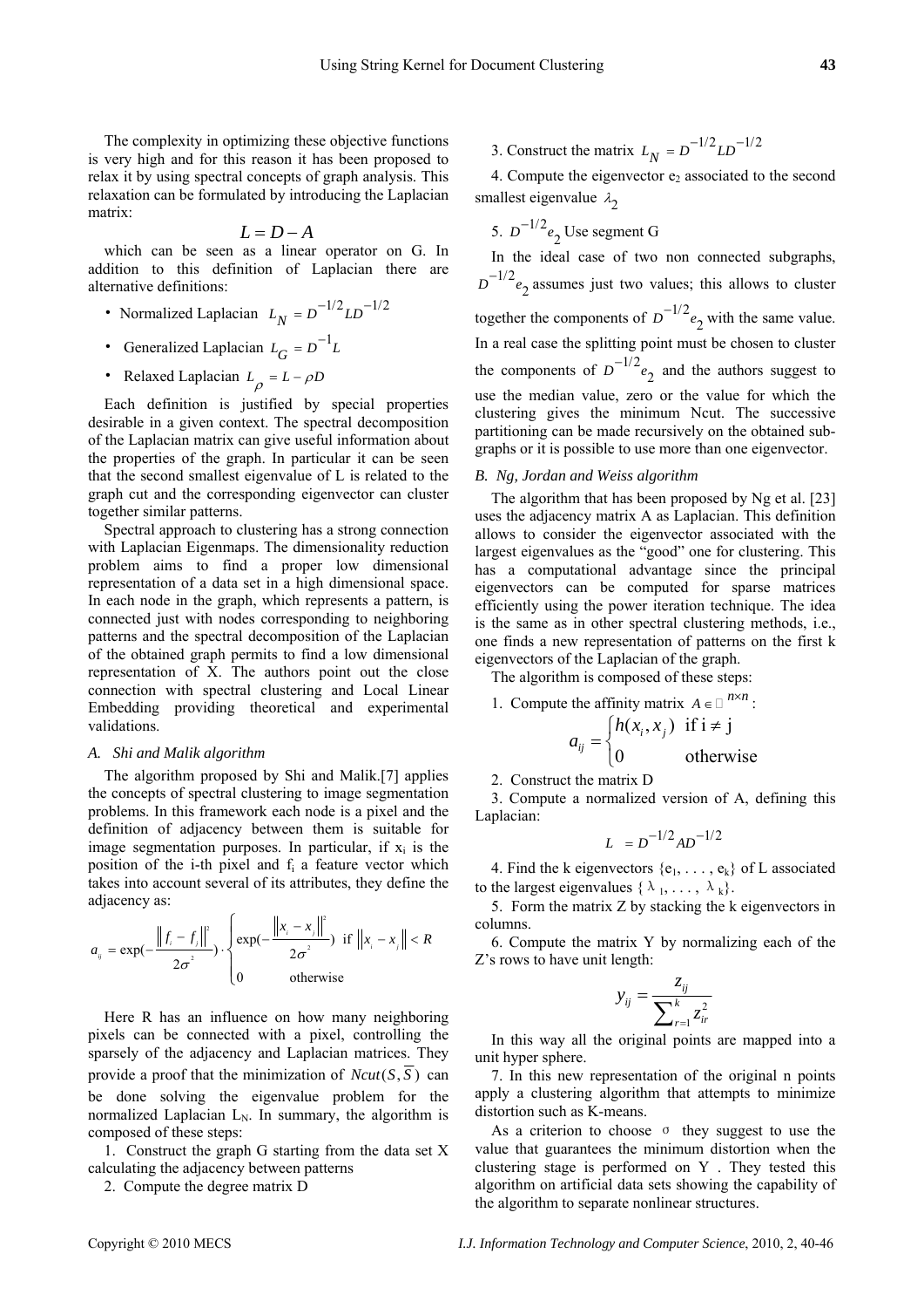The complexity in optimizing these objective functions is very high and for this reason it has been proposed to relax it by using spectral concepts of graph analysis. This relaxation can be formulated by introducing the Laplacian matrix:

$$L = D - A$$

which can be seen as a linear operator on G. In addition to this definition of Laplacian there are alternative definitions:

- Normalized Laplacian $L_N = D^{-1/2} L D^{-1/2}$
- Generalized Laplacian $L_G = D^{-1} L$
- Relaxed Laplacian $L_\rho = L - \rho D$

Each definition is justified by special properties desirable in a given context. The spectral decomposition of the Laplacian matrix can give useful information about the properties of the graph. In particular it can be seen that the second smallest eigenvalue of L is related to the graph cut and the corresponding eigenvector can cluster together similar patterns.

Spectral approach to clustering has a strong connection with Laplacian Eigenmaps. The dimensionality reduction problem aims to find a proper low dimensional representation of a data set in a high dimensional space. In each node in the graph, which represents a pattern, is connected just with nodes corresponding to neighboring patterns and the spectral decomposition of the Laplacian of the obtained graph permits to find a low dimensional representation of X. The authors point out the close connection with spectral clustering and Local Linear Embedding providing theoretical and experimental validations.

### *A. Shi and Malik algorithm*

The algorithm proposed by Shi and Malik.[7] applies the concepts of spectral clustering to image segmentation problems. In this framework each node is a pixel and the definition of adjacency between them is suitable for image segmentation purposes. In particular, if $x_i$ is the position of the i-th pixel and $f_i$ a feature vector which takes into account several of its attributes, they define the adjacency as:

$$a_{ij} = \exp\left(-\frac{\|f_i - f_j\|^2}{2\sigma^2}\right) \cdot \begin{cases} \exp\left(-\frac{\|x_i - x_j\|^2}{2\sigma^2}\right) & \text{if } \|x_i - x_j\| < R \\ 0 & \text{otherwise} \end{cases}$$

Here R has an influence on how many neighboring pixels can be connected with a pixel, controlling the sparsely of the adjacency and Laplacian matrices. They provide a proof that the minimization of $Ncut(S, \overline{S})$ can be done solving the eigenvalue problem for the normalized Laplacian $L_N$. In summary, the algorithm is composed of these steps:

1. Construct the graph G starting from the data set X calculating the adjacency between patterns
2. Compute the degree matrix D
3. Construct the matrix $L_N = D^{-1/2} L D^{-1/2}$
4. Compute the eigenvector $e_2$ associated to the second smallest eigenvalue $\lambda_2$
5. $D^{-1/2} e_2$ Use segment G

In the ideal case of two non connected subgraphs, $D^{-1/2} e_2$ assumes just two values; this allows to cluster together the components of $D^{-1/2} e_2$ with the same value. In a real case the splitting point must be chosen to cluster the components of $D^{-1/2} e_2$ and the authors suggest to use the median value, zero or the value for which the clustering gives the minimum Ncut. The successive partitioning can be made recursively on the obtained sub-graphs or it is possible to use more than one eigenvector.

### *B. Ng, Jordan and Weiss algorithm*

The algorithm that has been proposed by Ng et al. [23] uses the adjacency matrix A as Laplacian. This definition allows to consider the eigenvector associated with the largest eigenvalues as the "good" one for clustering. This has a computational advantage since the principal eigenvectors can be computed for sparse matrices efficiently using the power iteration technique. The idea is the same as in other spectral clustering methods, i.e., one finds a new representation of patterns on the first k eigenvectors of the Laplacian of the graph.

The algorithm is composed of these steps:

1. Compute the affinity matrix $A \in \mathbb{R}^{n \times n}$:

$$a_{ij} = \begin{cases} h(x_i, x_j) & \text{if i} \neq \text{j} \\ 0 & \text{otherwise} \end{cases}$$

2. Construct the matrix D
3. Compute a normalized version of A, defining this Laplacian:

$$L = D^{-1/2} A D^{-1/2}$$

4. Find the k eigenvectors $\{e_1, \ldots, e_k\}$ of L associated to the largest eigenvalues $\{\lambda_1, \ldots, \lambda_k\}$.
5. Form the matrix Z by stacking the k eigenvectors in columns.
6. Compute the matrix Y by normalizing each of the Z's rows to have unit length:

$$y_{ij} = \frac{z_{ij}}{\sum_{r=1}^{k} z_{ir}^2}$$

In this way all the original points are mapped into a unit hyper sphere.

7. In this new representation of the original n points apply a clustering algorithm that attempts to minimize distortion such as K-means.

As a criterion to choose $\sigma$ they suggest to use the value that guarantees the minimum distortion when the clustering stage is performed on Y. They tested this algorithm on artificial data sets showing the capability of the algorithm to separate nonlinear structures.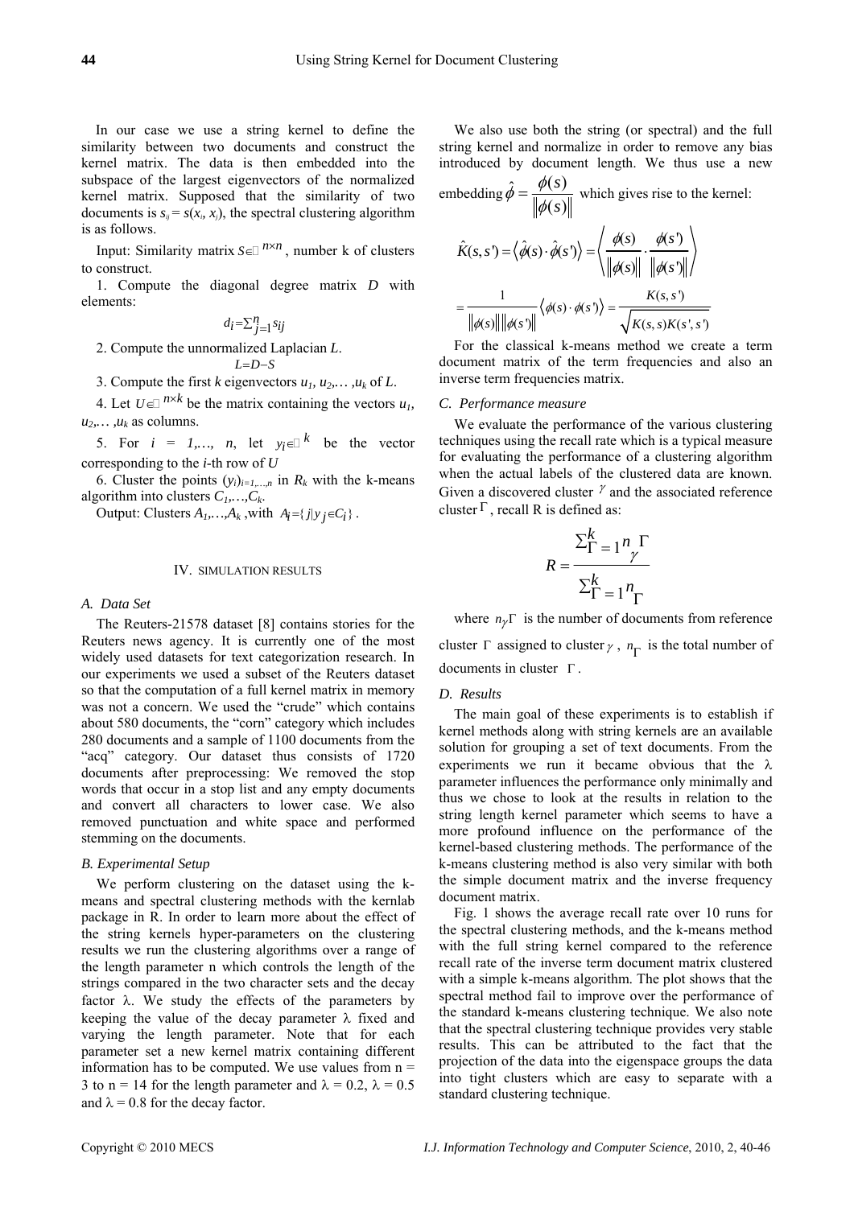In our case we use a string kernel to define the similarity between two documents and construct the kernel matrix. The data is then embedded into the subspace of the largest eigenvectors of the normalized kernel matrix. Supposed that the similarity of two documents is $s_{ij} = s(x_i, x_j)$, the spectral clustering algorithm is as follows.

Input: Similarity matrix $S \in \mathbb{R}^{n \times n}$, number k of clusters to construct.

1. Compute the diagonal degree matrix $D$ with elements:

$$d_i = \sum_{j=1}^{n} s_{ij}$$

2. Compute the unnormalized Laplacian $L$.

$$L = D - S$$

3. Compute the first $k$ eigenvectors $u_1, u_2, \ldots, u_k$ of $L$.

4. Let $U \in \mathbb{R}^{n \times k}$ be the matrix containing the vectors $u_1, u_2, \ldots, u_k$ as columns.

5. For $i = 1, \ldots, n$, let $y_i \in \mathbb{R}^k$ be the vector corresponding to the $i$-th row of $U$

6. Cluster the points $(y_i)_{i=1,\ldots,n}$ in $R_k$ with the k-means algorithm into clusters $C_1, \ldots, C_k$.

Output: Clusters $A_1, \ldots, A_k$, with $A_i = \{ j | y_j \in C_i \}$.

## IV. Simulation Results

### A. Data Set

The Reuters-21578 dataset [8] contains stories for the Reuters news agency. It is currently one of the most widely used datasets for text categorization research. In our experiments we used a subset of the Reuters dataset so that the computation of a full kernel matrix in memory was not a concern. We used the "crude" which contains about 580 documents, the "corn" category which includes 280 documents and a sample of 1100 documents from the "acq" category. Our dataset thus consists of 1720 documents after preprocessing: We removed the stop words that occur in a stop list and any empty documents and convert all characters to lower case. We also removed punctuation and white space and performed stemming on the documents.

### B. Experimental Setup

We perform clustering on the dataset using the k-means and spectral clustering methods with the kernlab package in R. In order to learn more about the effect of the string kernels hyper-parameters on the clustering results we run the clustering algorithms over a range of the length parameter n which controls the length of the strings compared in the two character sets and the decay factor λ. We study the effects of the parameters by keeping the value of the decay parameter λ fixed and varying the length parameter. Note that for each parameter set a new kernel matrix containing different information has to be computed. We use values from n = 3 to n = 14 for the length parameter and λ = 0.2, λ = 0.5 and λ = 0.8 for the decay factor.

We also use both the string (or spectral) and the full string kernel and normalize in order to remove any bias introduced by document length. We thus use a new embedding $\hat{\phi} = \frac{\phi(s)}{\|\phi(s)\|}$ which gives rise to the kernel:

$$\hat{K}(s,s') = \langle \hat{\phi}(s) \cdot \hat{\phi}(s') \rangle = \left\langle \frac{\phi(s)}{\|\phi(s)\|} \cdot \frac{\phi(s')}{\|\phi(s')\|} \right\rangle$$

$$= \frac{1}{\|\phi(s)\| \|\phi(s')\|} \langle \phi(s) \cdot \phi(s') \rangle = \frac{K(s,s')}{\sqrt{K(s,s)K(s',s')}}$$

For the classical k-means method we create a term document matrix of the term frequencies and also an inverse term frequencies matrix.

### C. Performance measure

We evaluate the performance of the various clustering techniques using the recall rate which is a typical measure for evaluating the performance of a clustering algorithm when the actual labels of the clustered data are known. Given a discovered cluster $\gamma$ and the associated reference cluster $\Gamma$, recall R is defined as:

$$R = \frac{\sum_{\Gamma=1}^{k} n_{\gamma}{}^{\Gamma}}{\sum_{\Gamma=1}^{k} n_{\Gamma}}$$

where $n_{\gamma}\Gamma$ is the number of documents from reference cluster $\Gamma$ assigned to cluster $\gamma$, $n_{\Gamma}$ is the total number of documents in cluster $\Gamma$.

### D. Results

The main goal of these experiments is to establish if kernel methods along with string kernels are an available solution for grouping a set of text documents. From the experiments we run it became obvious that the λ parameter influences the performance only minimally and thus we chose to look at the results in relation to the string length kernel parameter which seems to have a more profound influence on the performance of the kernel-based clustering methods. The performance of the k-means clustering method is also very similar with both the simple document matrix and the inverse frequency document matrix.

Fig. 1 shows the average recall rate over 10 runs for the spectral clustering methods, and the k-means method with the full string kernel compared to the reference recall rate of the inverse term document matrix clustered with a simple k-means algorithm. The plot shows that the spectral method fail to improve over the performance of the standard k-means clustering technique. We also note that the spectral clustering technique provides very stable results. This can be attributed to the fact that the projection of the data into the eigenspace groups the data into tight clusters which are easy to separate with a standard clustering technique.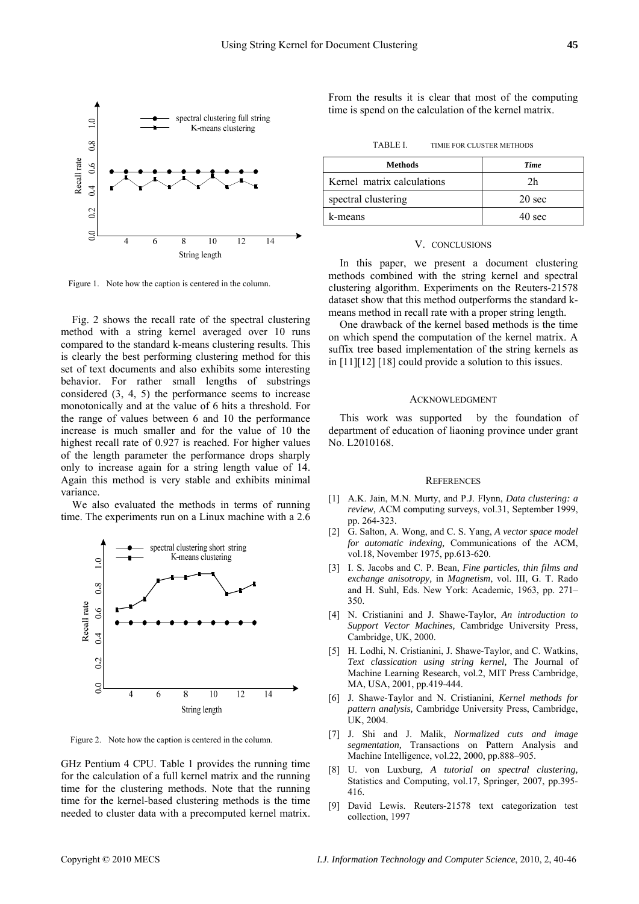Figure 1. Note how the caption is centered in the column.

Fig. 2 shows the recall rate of the spectral clustering method with a string kernel averaged over 10 runs compared to the standard k-means clustering results. This is clearly the best performing clustering method for this set of text documents and also exhibits some interesting behavior. For rather small lengths of substrings considered (3, 4, 5) the performance seems to increase monotonically and at the value of 6 hits a threshold. For the range of values between 6 and 10 the performance increase is much smaller and for the value of 10 the highest recall rate of 0.927 is reached. For higher values of the length parameter the performance drops sharply only to increase again for a string length value of 14. Again this method is very stable and exhibits minimal variance.

We also evaluated the methods in terms of running time. The experiments run on a Linux machine with a 2.6 GHz Pentium 4 CPU. Table 1 provides the running time for the calculation of a full kernel matrix and the running time for the clustering methods. Note that the running time for the kernel-based clustering methods is the time needed to cluster data with a precomputed kernel matrix.

Figure 2. Note how the caption is centered in the column.

From the results it is clear that most of the computing time is spend on the calculation of the kernel matrix.

TABLE I. TIMIE FOR CLUSTER METHODS

| Methods | *Time* |
|---|---|
| Kernel matrix calculations | 2h |
| spectral clustering | 20 sec |
| k-means | 40 sec |

## V. CONCLUSIONS

In this paper, we present a document clustering methods combined with the string kernel and spectral clustering algorithm. Experiments on the Reuters-21578 dataset show that this method outperforms the standard k-means method in recall rate with a proper string length.

One drawback of the kernel based methods is the time on which spend the computation of the kernel matrix. A suffix tree based implementation of the string kernels as in [11][12] [18] could provide a solution to this issues.

## ACKNOWLEDGMENT

This work was supported by the foundation of department of education of liaoning province under grant No. L2010168.

## REFERENCES

[1] A.K. Jain, M.N. Murty, and P.J. Flynn, *Data clustering: a review,* ACM computing surveys, vol.31, September 1999, pp. 264-323.

[2] G. Salton, A. Wong, and C. S. Yang, *A vector space model for automatic indexing,* Communications of the ACM, vol.18, November 1975, pp.613-620.

[3] I. S. Jacobs and C. P. Bean, *Fine particles, thin films and exchange anisotropy,* in *Magnetism*, vol. III, G. T. Rado and H. Suhl, Eds. New York: Academic, 1963, pp. 271–350.

[4] N. Cristianini and J. Shawe-Taylor, *An introduction to Support Vector Machines,* Cambridge University Press, Cambridge, UK, 2000.

[5] H. Lodhi, N. Cristianini, J. Shawe-Taylor, and C. Watkins, *Text classication using string kernel,* The Journal of Machine Learning Research, vol.2, MIT Press Cambridge, MA, USA, 2001, pp.419-444.

[6] J. Shawe-Taylor and N. Cristianini, *Kernel methods for pattern analysis,* Cambridge University Press, Cambridge, UK, 2004.

[7] J. Shi and J. Malik, *Normalized cuts and image segmentation,* Transactions on Pattern Analysis and Machine Intelligence, vol.22, 2000, pp.888–905.

[8] U. von Luxburg, *A tutorial on spectral clustering,* Statistics and Computing, vol.17, Springer, 2007, pp.395-416.

[9] David Lewis. Reuters-21578 text categorization test collection, 1997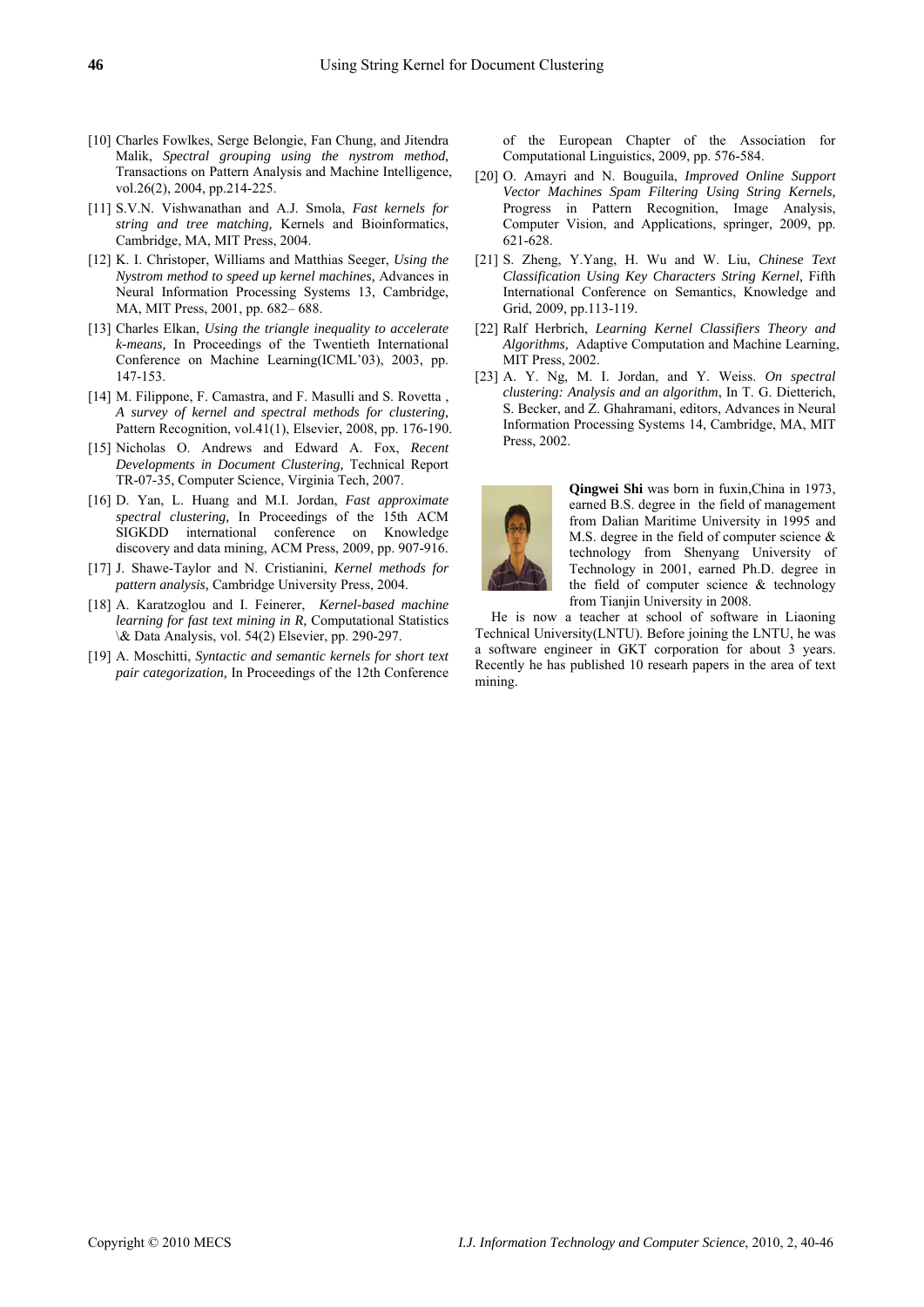[10] Charles Fowlkes, Serge Belongie, Fan Chung, and Jitendra Malik, *Spectral grouping using the nystrom method,* Transactions on Pattern Analysis and Machine Intelligence, vol.26(2), 2004, pp.214-225.

[11] S.V.N. Vishwanathan and A.J. Smola, *Fast kernels for string and tree matching,* Kernels and Bioinformatics, Cambridge, MA, MIT Press, 2004.

[12] K. I. Christoper, Williams and Matthias Seeger, *Using the Nystrom method to speed up kernel machines,* Advances in Neural Information Processing Systems 13, Cambridge, MA, MIT Press, 2001, pp. 682– 688.

[13] Charles Elkan, *Using the triangle inequality to accelerate k-means,* In Proceedings of the Twentieth International Conference on Machine Learning(ICML'03), 2003, pp. 147-153.

[14] M. Filippone, F. Camastra, and F. Masulli and S. Rovetta , *A survey of kernel and spectral methods for clustering,* Pattern Recognition, vol.41(1), Elsevier, 2008, pp. 176-190.

[15] Nicholas O. Andrews and Edward A. Fox, *Recent Developments in Document Clustering,* Technical Report TR-07-35, Computer Science, Virginia Tech, 2007.

[16] D. Yan, L. Huang and M.I. Jordan, *Fast approximate spectral clustering,* In Proceedings of the 15th ACM SIGKDD international conference on Knowledge discovery and data mining, ACM Press, 2009, pp. 907-916.

[17] J. Shawe-Taylor and N. Cristianini, *Kernel methods for pattern analysis,* Cambridge University Press, 2004.

[18] A. Karatzoglou and I. Feinerer, *Kernel-based machine learning for fast text mining in R,* Computational Statistics \& Data Analysis, vol. 54(2) Elsevier, pp. 290-297.

[19] A. Moschitti, *Syntactic and semantic kernels for short text pair categorization,* In Proceedings of the 12th Conference of the European Chapter of the Association for Computational Linguistics, 2009, pp. 576-584.

[20] O. Amayri and N. Bouguila, *Improved Online Support Vector Machines Spam Filtering Using String Kernels,* Progress in Pattern Recognition, Image Analysis, Computer Vision, and Applications, springer, 2009, pp. 621-628.

[21] S. Zheng, Y.Yang, H. Wu and W. Liu, *Chinese Text Classification Using Key Characters String Kernel,* Fifth International Conference on Semantics, Knowledge and Grid, 2009, pp.113-119.

[22] Ralf Herbrich, *Learning Kernel Classifiers Theory and Algorithms,* Adaptive Computation and Machine Learning, MIT Press, 2002.

[23] A. Y. Ng, M. I. Jordan, and Y. Weiss. *On spectral clustering: Analysis and an algorithm*, In T. G. Dietterich, S. Becker, and Z. Ghahramani, editors, Advances in Neural Information Processing Systems 14, Cambridge, MA, MIT Press, 2002.

**Qingwei Shi** was born in fuxin,China in 1973, earned B.S. degree in the field of management from Dalian Maritime University in 1995 and M.S. degree in the field of computer science & technology from Shenyang University of Technology in 2001, earned Ph.D. degree in the field of computer science & technology from Tianjin University in 2008.

He is now a teacher at school of software in Liaoning Technical University(LNTU). Before joining the LNTU, he was a software engineer in GKT corporation for about 3 years. Recently he has published 10 researh papers in the area of text mining.